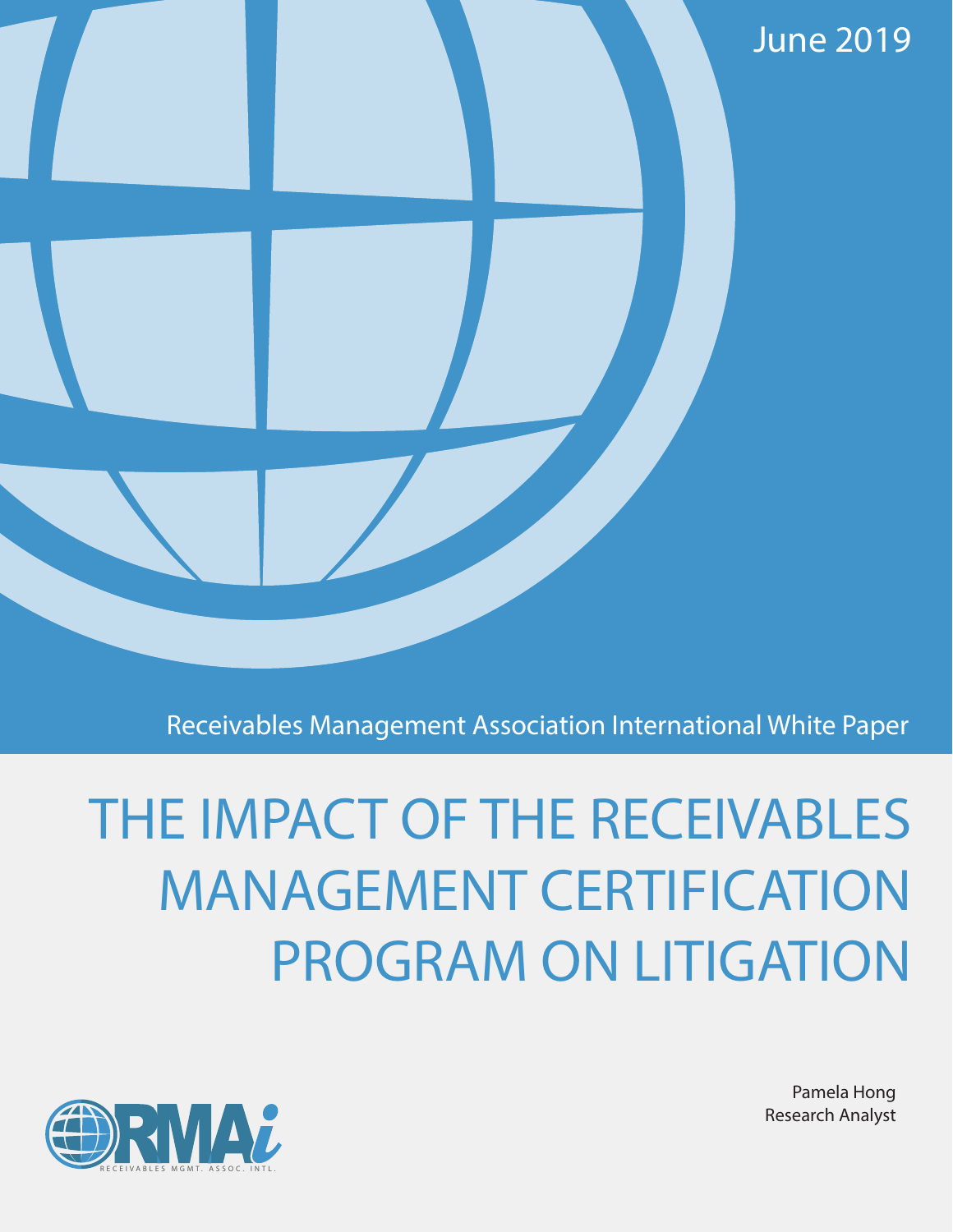June 2019

Receivables Management Association International White Paper

# THE IMPACT OF THE RECEIVABLES MANAGEMENT CERTIFICATION PROGRAM ON LITIGATION

RMAi
RECEIVABLES MGMT. ASSOC. INTL.

Pamela Hong
Research Analyst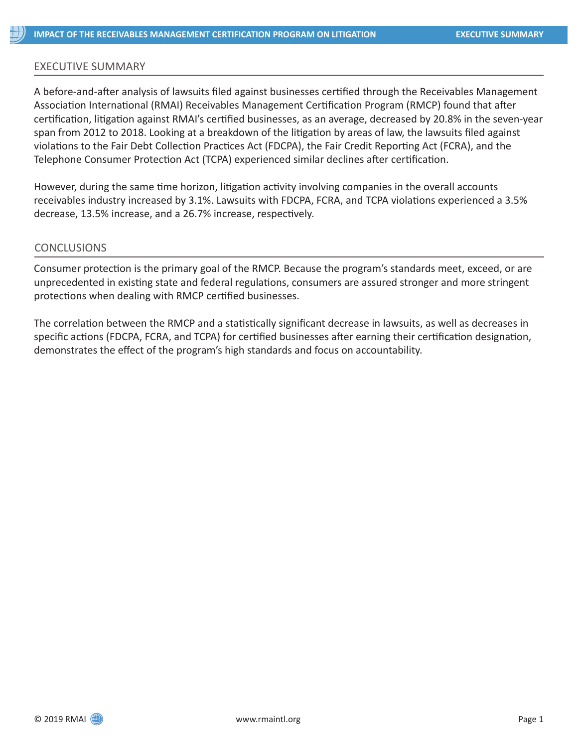## EXECUTIVE SUMMARY

A before-and-after analysis of lawsuits filed against businesses certified through the Receivables Management Association International (RMAI) Receivables Management Certification Program (RMCP) found that after certification, litigation against RMAI's certified businesses, as an average, decreased by 20.8% in the seven-year span from 2012 to 2018. Looking at a breakdown of the litigation by areas of law, the lawsuits filed against violations to the Fair Debt Collection Practices Act (FDCPA), the Fair Credit Reporting Act (FCRA), and the Telephone Consumer Protection Act (TCPA) experienced similar declines after certification.

However, during the same time horizon, litigation activity involving companies in the overall accounts receivables industry increased by 3.1%. Lawsuits with FDCPA, FCRA, and TCPA violations experienced a 3.5% decrease, 13.5% increase, and a 26.7% increase, respectively.

## CONCLUSIONS

Consumer protection is the primary goal of the RMCP. Because the program's standards meet, exceed, or are unprecedented in existing state and federal regulations, consumers are assured stronger and more stringent protections when dealing with RMCP certified businesses.

The correlation between the RMCP and a statistically significant decrease in lawsuits, as well as decreases in specific actions (FDCPA, FCRA, and TCPA) for certified businesses after earning their certification designation, demonstrates the effect of the program's high standards and focus on accountability.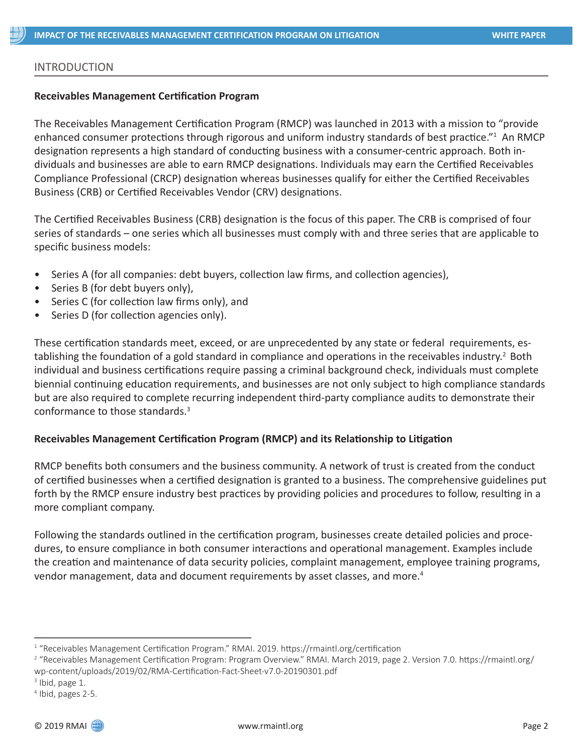## INTRODUCTION

### Receivables Management Certification Program

The Receivables Management Certification Program (RMCP) was launched in 2013 with a mission to "provide enhanced consumer protections through rigorous and uniform industry standards of best practice."[1] An RMCP designation represents a high standard of conducting business with a consumer-centric approach. Both individuals and businesses are able to earn RMCP designations. Individuals may earn the Certified Receivables Compliance Professional (CRCP) designation whereas businesses qualify for either the Certified Receivables Business (CRB) or Certified Receivables Vendor (CRV) designations.

The Certified Receivables Business (CRB) designation is the focus of this paper. The CRB is comprised of four series of standards – one series which all businesses must comply with and three series that are applicable to specific business models:

- Series A (for all companies: debt buyers, collection law firms, and collection agencies),
- Series B (for debt buyers only),
- Series C (for collection law firms only), and
- Series D (for collection agencies only).

These certification standards meet, exceed, or are unprecedented by any state or federal requirements, establishing the foundation of a gold standard in compliance and operations in the receivables industry.[2] Both individual and business certifications require passing a criminal background check, individuals must complete biennial continuing education requirements, and businesses are not only subject to high compliance standards but are also required to complete recurring independent third-party compliance audits to demonstrate their conformance to those standards.[3]

### Receivables Management Certification Program (RMCP) and its Relationship to Litigation

RMCP benefits both consumers and the business community. A network of trust is created from the conduct of certified businesses when a certified designation is granted to a business. The comprehensive guidelines put forth by the RMCP ensure industry best practices by providing policies and procedures to follow, resulting in a more compliant company.

Following the standards outlined in the certification program, businesses create detailed policies and procedures, to ensure compliance in both consumer interactions and operational management. Examples include the creation and maintenance of data security policies, complaint management, employee training programs, vendor management, data and document requirements by asset classes, and more.[4]

---

[1] "Receivables Management Certification Program." RMAI. 2019. https://rmaintl.org/certification

[2] "Receivables Management Certification Program: Program Overview." RMAI. March 2019, page 2. Version 7.0. https://rmaintl.org/wp-content/uploads/2019/02/RMA-Certification-Fact-Sheet-v7.0-20190301.pdf

[3] Ibid, page 1.

[4] Ibid, pages 2-5.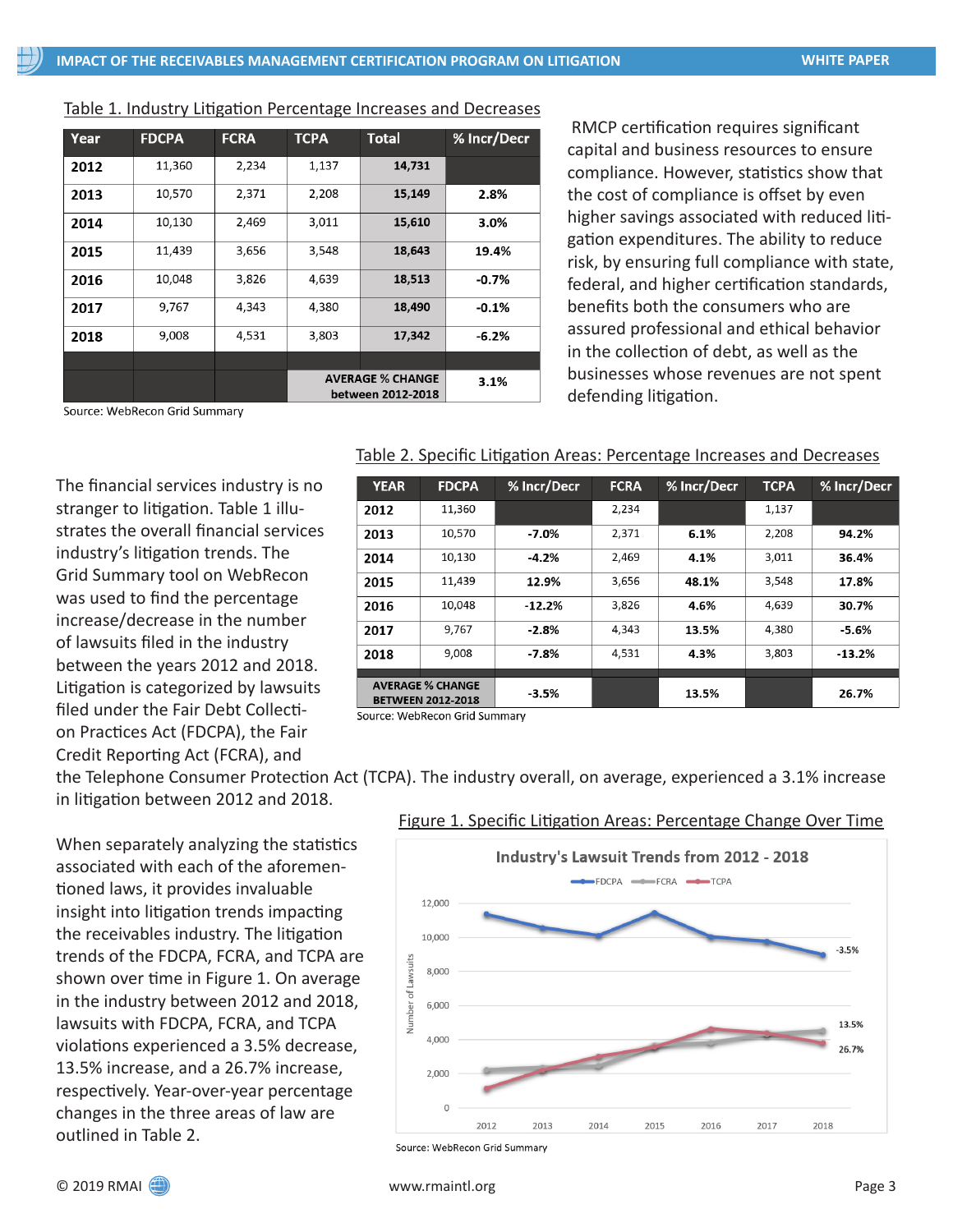Table 1. Industry Litigation Percentage Increases and Decreases

| Year | FDCPA | FCRA | TCPA | Total | % Incr/Decr |
|---|---|---|---|---|---|
| 2012 | 11,360 | 2,234 | 1,137 | 14,731 | |
| 2013 | 10,570 | 2,371 | 2,208 | 15,149 | 2.8% |
| 2014 | 10,130 | 2,469 | 3,011 | 15,610 | 3.0% |
| 2015 | 11,439 | 3,656 | 3,548 | 18,643 | 19.4% |
| 2016 | 10,048 | 3,826 | 4,639 | 18,513 | -0.7% |
| 2017 | 9,767 | 4,343 | 4,380 | 18,490 | -0.1% |
| 2018 | 9,008 | 4,531 | 3,803 | 17,342 | -6.2% |
| | | | | | |
| | | | AVERAGE % CHANGE between 2012-2018 | | 3.1% |

Source: WebRecon Grid Summary

RMCP certification requires significant capital and business resources to ensure compliance. However, statistics show that the cost of compliance is offset by even higher savings associated with reduced litigation expenditures. The ability to reduce risk, by ensuring full compliance with state, federal, and higher certification standards, benefits both the consumers who are assured professional and ethical behavior in the collection of debt, as well as the businesses whose revenues are not spent defending litigation.

The financial services industry is no stranger to litigation. Table 1 illustrates the overall financial services industry's litigation trends. The Grid Summary tool on WebRecon was used to find the percentage increase/decrease in the number of lawsuits filed in the industry between the years 2012 and 2018. Litigation is categorized by lawsuits filed under the Fair Debt Collection Practices Act (FDCPA), the Fair Credit Reporting Act (FCRA), and the Telephone Consumer Protection Act (TCPA). The industry overall, on average, experienced a 3.1% increase in litigation between 2012 and 2018.

Table 2. Specific Litigation Areas: Percentage Increases and Decreases

| YEAR | FDCPA | % Incr/Decr | FCRA | % Incr/Decr | TCPA | % Incr/Decr |
|---|---|---|---|---|---|---|
| 2012 | 11,360 | | 2,234 | | 1,137 | |
| 2013 | 10,570 | -7.0% | 2,371 | 6.1% | 2,208 | 94.2% |
| 2014 | 10,130 | -4.2% | 2,469 | 4.1% | 3,011 | 36.4% |
| 2015 | 11,439 | 12.9% | 3,656 | 48.1% | 3,548 | 17.8% |
| 2016 | 10,048 | -12.2% | 3,826 | 4.6% | 4,639 | 30.7% |
| 2017 | 9,767 | -2.8% | 4,343 | 13.5% | 4,380 | -5.6% |
| 2018 | 9,008 | -7.8% | 4,531 | 4.3% | 3,803 | -13.2% |
| AVERAGE % CHANGE BETWEEN 2012-2018 | | -3.5% | | 13.5% | | 26.7% |

Source: WebRecon Grid Summary

When separately analyzing the statistics associated with each of the aforementioned laws, it provides invaluable insight into litigation trends impacting the receivables industry. The litigation trends of the FDCPA, FCRA, and TCPA are shown over time in Figure 1. On average in the industry between 2012 and 2018, lawsuits with FDCPA, FCRA, and TCPA violations experienced a 3.5% decrease, 13.5% increase, and a 26.7% increase, respectively. Year-over-year percentage changes in the three areas of law are outlined in Table 2.

Figure 1. Specific Litigation Areas: Percentage Change Over Time

Source: WebRecon Grid Summary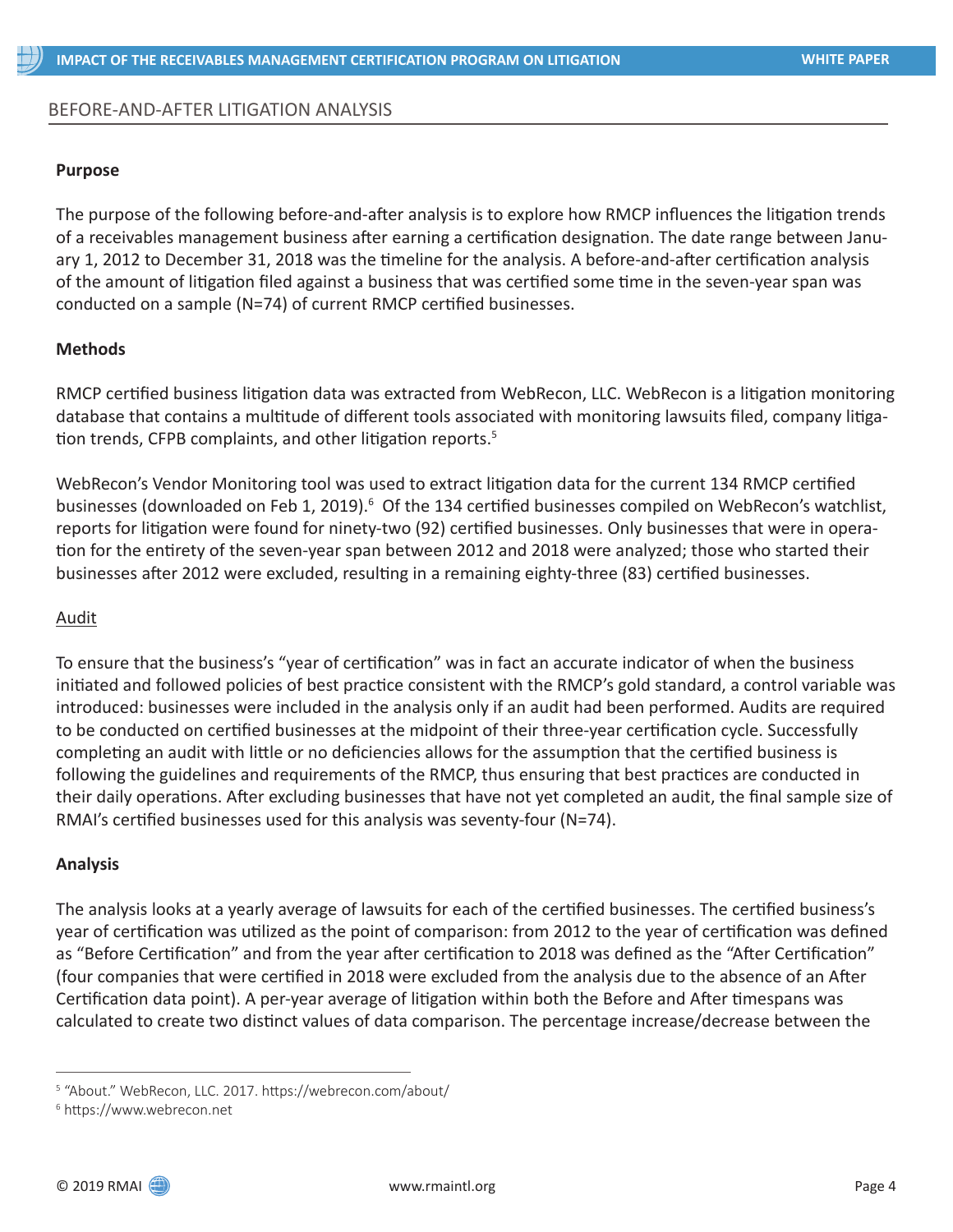## BEFORE-AND-AFTER LITIGATION ANALYSIS

### Purpose

The purpose of the following before-and-after analysis is to explore how RMCP influences the litigation trends of a receivables management business after earning a certification designation. The date range between January 1, 2012 to December 31, 2018 was the timeline for the analysis. A before-and-after certification analysis of the amount of litigation filed against a business that was certified some time in the seven-year span was conducted on a sample (N=74) of current RMCP certified businesses.

### Methods

RMCP certified business litigation data was extracted from WebRecon, LLC. WebRecon is a litigation monitoring database that contains a multitude of different tools associated with monitoring lawsuits filed, company litigation trends, CFPB complaints, and other litigation reports.[5]

WebRecon's Vendor Monitoring tool was used to extract litigation data for the current 134 RMCP certified businesses (downloaded on Feb 1, 2019).[6] Of the 134 certified businesses compiled on WebRecon's watchlist, reports for litigation were found for ninety-two (92) certified businesses. Only businesses that were in operation for the entirety of the seven-year span between 2012 and 2018 were analyzed; those who started their businesses after 2012 were excluded, resulting in a remaining eighty-three (83) certified businesses.

#### Audit

To ensure that the business's "year of certification" was in fact an accurate indicator of when the business initiated and followed policies of best practice consistent with the RMCP's gold standard, a control variable was introduced: businesses were included in the analysis only if an audit had been performed. Audits are required to be conducted on certified businesses at the midpoint of their three-year certification cycle. Successfully completing an audit with little or no deficiencies allows for the assumption that the certified business is following the guidelines and requirements of the RMCP, thus ensuring that best practices are conducted in their daily operations. After excluding businesses that have not yet completed an audit, the final sample size of RMAI's certified businesses used for this analysis was seventy-four (N=74).

### Analysis

The analysis looks at a yearly average of lawsuits for each of the certified businesses. The certified business's year of certification was utilized as the point of comparison: from 2012 to the year of certification was defined as "Before Certification" and from the year after certification to 2018 was defined as the "After Certification" (four companies that were certified in 2018 were excluded from the analysis due to the absence of an After Certification data point). A per-year average of litigation within both the Before and After timespans was calculated to create two distinct values of data comparison. The percentage increase/decrease between the

---

[5] "About." WebRecon, LLC. 2017. https://webrecon.com/about/

[6] https://www.webrecon.net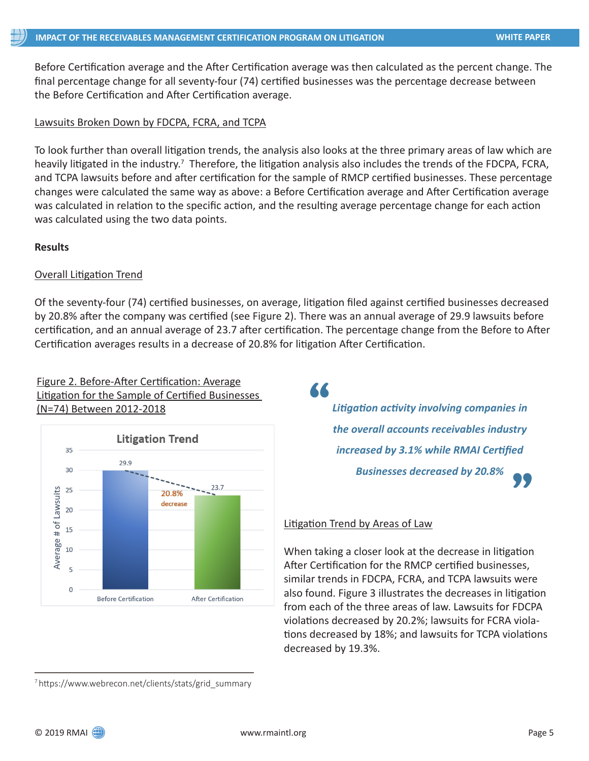Before Certification average and the After Certification average was then calculated as the percent change. The final percentage change for all seventy-four (74) certified businesses was the percentage decrease between the Before Certification and After Certification average.

Lawsuits Broken Down by FDCPA, FCRA, and TCPA

To look further than overall litigation trends, the analysis also looks at the three primary areas of law which are heavily litigated in the industry.[7] Therefore, the litigation analysis also includes the trends of the FDCPA, FCRA, and TCPA lawsuits before and after certification for the sample of RMCP certified businesses. These percentage changes were calculated the same way as above: a Before Certification average and After Certification average was calculated in relation to the specific action, and the resulting average percentage change for each action was calculated using the two data points.

**Results**

Overall Litigation Trend

Of the seventy-four (74) certified businesses, on average, litigation filed against certified businesses decreased by 20.8% after the company was certified (see Figure 2). There was an annual average of 29.9 lawsuits before certification, and an annual average of 23.7 after certification. The percentage change from the Before to After Certification averages results in a decrease of 20.8% for litigation After Certification.

Figure 2. Before-After Certification: Average Litigation for the Sample of Certified Businesses (N=74) Between 2012-2018

**Litigation Trend**

| | Average # of Lawsuits |
|---|---|
| Before Certification | 29.9 |
| After Certification | 23.7 |

20.8% decrease

> ***Litigation activity involving companies in the overall accounts receivables industry increased by 3.1% while RMAI Certified Businesses decreased by 20.8%***

Litigation Trend by Areas of Law

When taking a closer look at the decrease in litigation After Certification for the RMCP certified businesses, similar trends in FDCPA, FCRA, and TCPA lawsuits were also found. Figure 3 illustrates the decreases in litigation from each of the three areas of law. Lawsuits for FDCPA violations decreased by 20.2%; lawsuits for FCRA violations decreased by 18%; and lawsuits for TCPA violations decreased by 19.3%.

[7] https://www.webrecon.net/clients/stats/grid_summary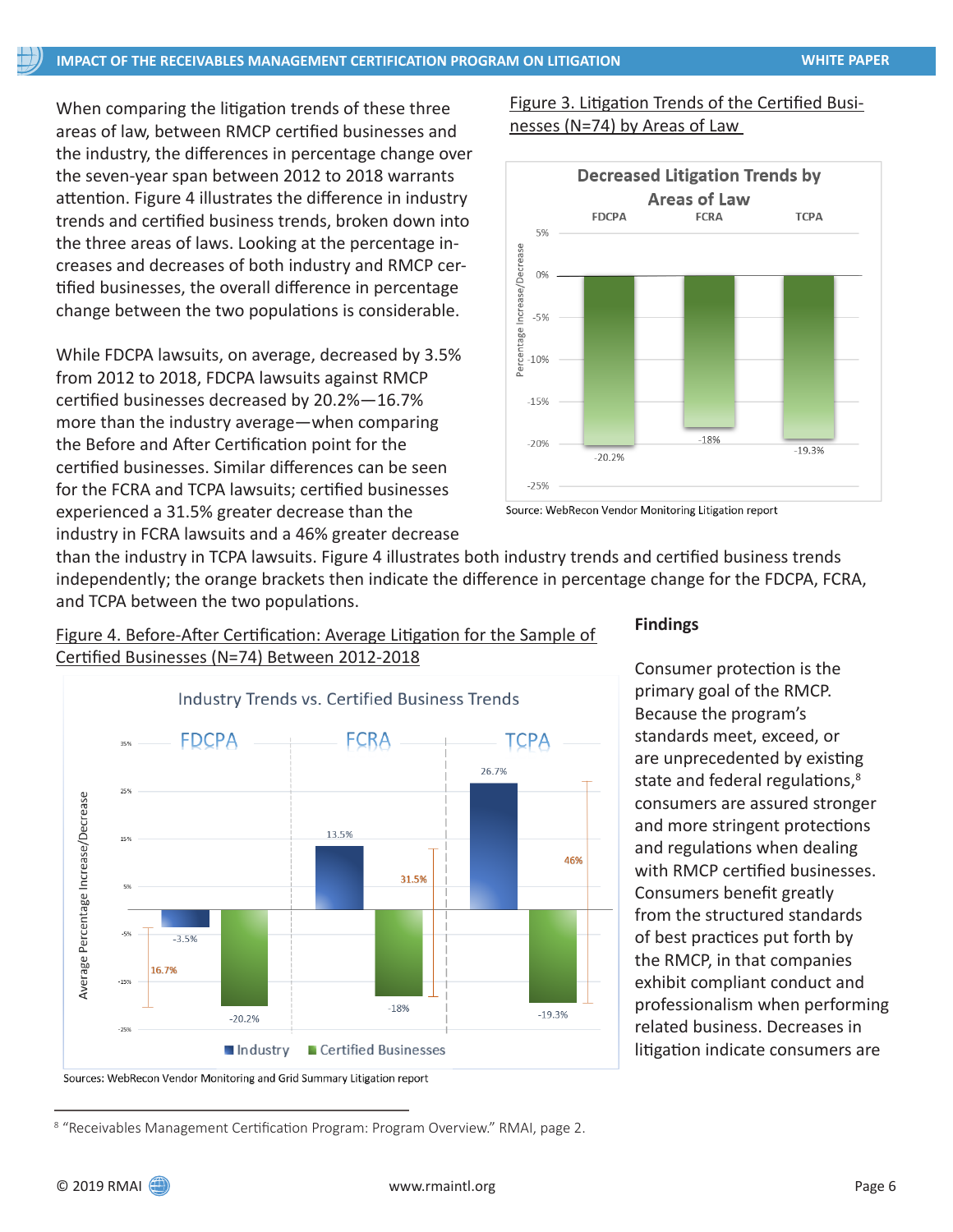When comparing the litigation trends of these three areas of law, between RMCP certified businesses and the industry, the differences in percentage change over the seven-year span between 2012 to 2018 warrants attention. Figure 4 illustrates the difference in industry trends and certified business trends, broken down into the three areas of laws. Looking at the percentage increases and decreases of both industry and RMCP certified businesses, the overall difference in percentage change between the two populations is considerable.

While FDCPA lawsuits, on average, decreased by 3.5% from 2012 to 2018, FDCPA lawsuits against RMCP certified businesses decreased by 20.2%—16.7% more than the industry average—when comparing the Before and After Certification point for the certified businesses. Similar differences can be seen for the FCRA and TCPA lawsuits; certified businesses experienced a 31.5% greater decrease than the industry in FCRA lawsuits and a 46% greater decrease than the industry in TCPA lawsuits. Figure 4 illustrates both industry trends and certified business trends independently; the orange brackets then indicate the difference in percentage change for the FDCPA, FCRA, and TCPA between the two populations.

Figure 3. Litigation Trends of the Certified Businesses (N=74) by Areas of Law

**Decreased Litigation Trends by Areas of Law**

| Area of Law | Percentage Increase/Decrease |
|---|---|
| FDCPA | -20.2% |
| FCRA | -18% |
| TCPA | -19.3% |

Source: WebRecon Vendor Monitoring Litigation report

Figure 4. Before-After Certification: Average Litigation for the Sample of Certified Businesses (N=74) Between 2012-2018

**Industry Trends vs. Certified Business Trends**

| Area of Law | Industry | Certified Businesses | Difference |
|---|---|---|---|
| FDCPA | -3.5% | -20.2% | 16.7% |
| FCRA | 13.5% | -18% | 31.5% |
| TCPA | 26.7% | -19.3% | 46% |

Sources: WebRecon Vendor Monitoring and Grid Summary Litigation report

## Findings

Consumer protection is the primary goal of the RMCP. Because the program's standards meet, exceed, or are unprecedented by existing state and federal regulations,[8] consumers are assured stronger and more stringent protections and regulations when dealing with RMCP certified businesses. Consumers benefit greatly from the structured standards of best practices put forth by the RMCP, in that companies exhibit compliant conduct and professionalism when performing related business. Decreases in litigation indicate consumers are

[8] "Receivables Management Certification Program: Program Overview." RMAI, page 2.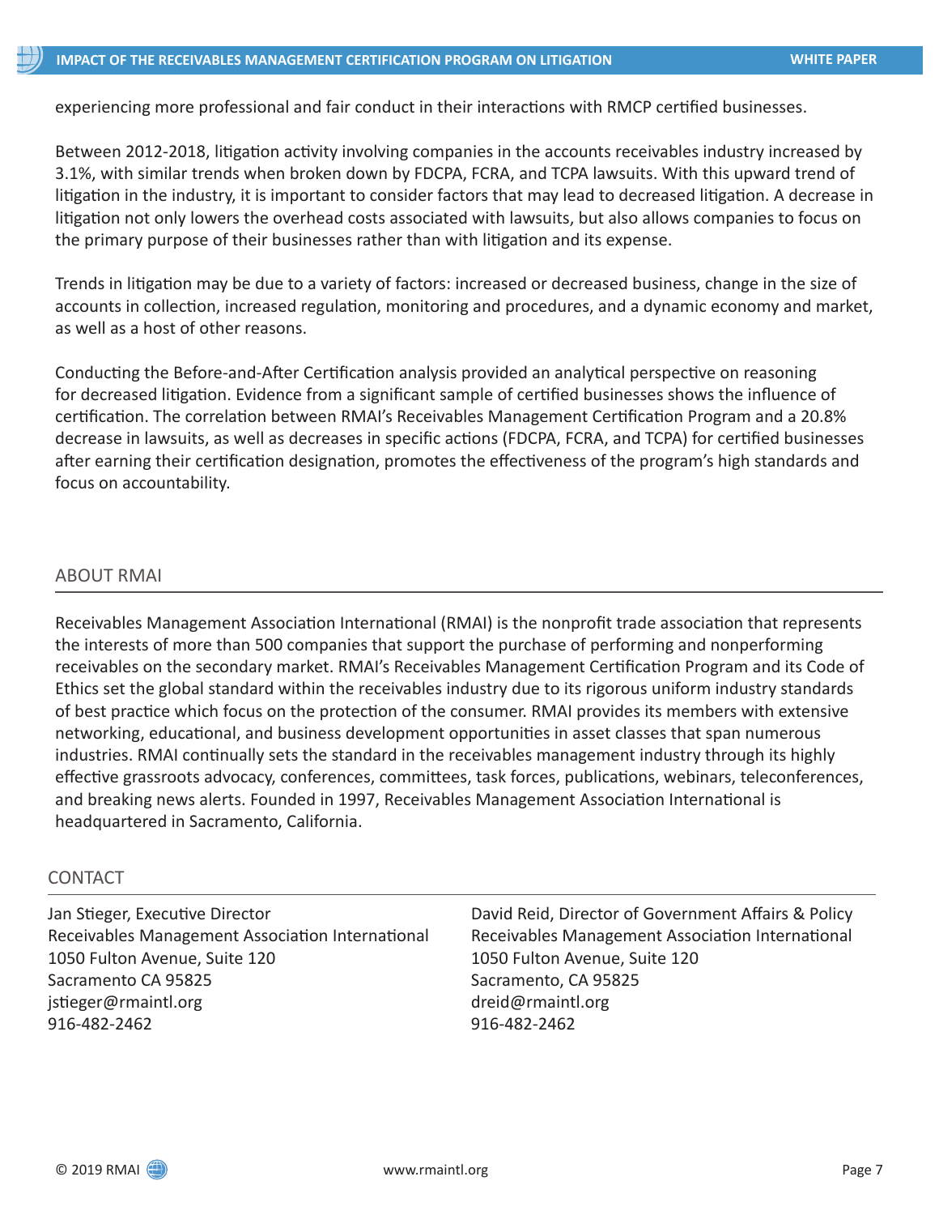experiencing more professional and fair conduct in their interactions with RMCP certified businesses.

Between 2012-2018, litigation activity involving companies in the accounts receivables industry increased by 3.1%, with similar trends when broken down by FDCPA, FCRA, and TCPA lawsuits. With this upward trend of litigation in the industry, it is important to consider factors that may lead to decreased litigation. A decrease in litigation not only lowers the overhead costs associated with lawsuits, but also allows companies to focus on the primary purpose of their businesses rather than with litigation and its expense.

Trends in litigation may be due to a variety of factors: increased or decreased business, change in the size of accounts in collection, increased regulation, monitoring and procedures, and a dynamic economy and market, as well as a host of other reasons.

Conducting the Before-and-After Certification analysis provided an analytical perspective on reasoning for decreased litigation. Evidence from a significant sample of certified businesses shows the influence of certification. The correlation between RMAI's Receivables Management Certification Program and a 20.8% decrease in lawsuits, as well as decreases in specific actions (FDCPA, FCRA, and TCPA) for certified businesses after earning their certification designation, promotes the effectiveness of the program's high standards and focus on accountability.

## ABOUT RMAI

Receivables Management Association International (RMAI) is the nonprofit trade association that represents the interests of more than 500 companies that support the purchase of performing and nonperforming receivables on the secondary market. RMAI's Receivables Management Certification Program and its Code of Ethics set the global standard within the receivables industry due to its rigorous uniform industry standards of best practice which focus on the protection of the consumer. RMAI provides its members with extensive networking, educational, and business development opportunities in asset classes that span numerous industries. RMAI continually sets the standard in the receivables management industry through its highly effective grassroots advocacy, conferences, committees, task forces, publications, webinars, teleconferences, and breaking news alerts. Founded in 1997, Receivables Management Association International is headquartered in Sacramento, California.

## CONTACT

Jan Stieger, Executive Director
Receivables Management Association International
1050 Fulton Avenue, Suite 120
Sacramento CA 95825
jstieger@rmaintl.org
916-482-2462

David Reid, Director of Government Affairs & Policy
Receivables Management Association International
1050 Fulton Avenue, Suite 120
Sacramento, CA 95825
dreid@rmaintl.org
916-482-2462